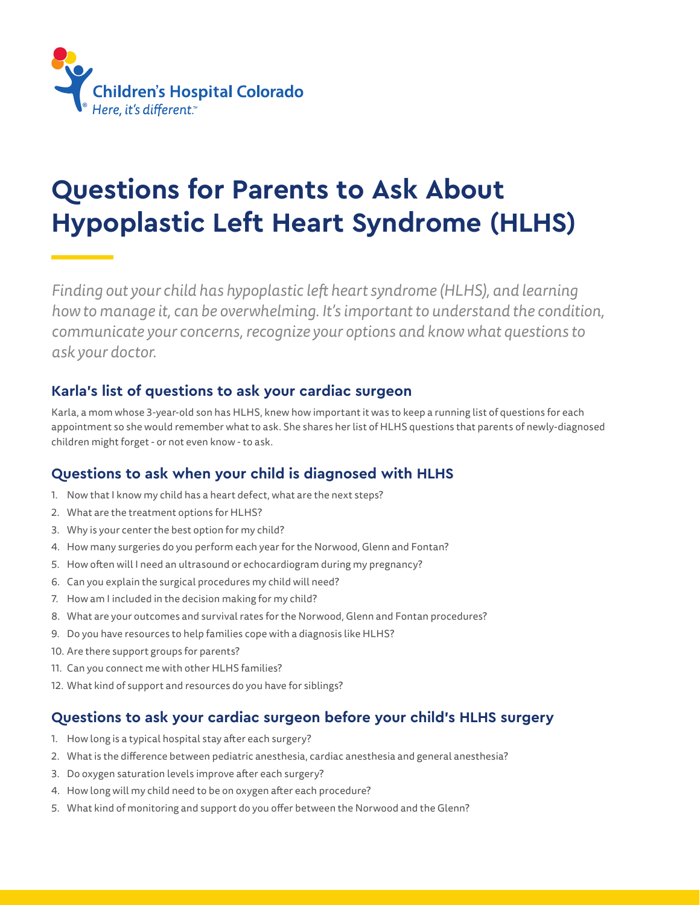Children's Hospital Colorado

*Here, it's different.*™

# Questions for Parents to Ask About Hypoplastic Left Heart Syndrome (HLHS)

*Finding out your child has hypoplastic left heart syndrome (HLHS), and learning how to manage it, can be overwhelming. It's important to understand the condition, communicate your concerns, recognize your options and know what questions to ask your doctor.*

## Karla's list of questions to ask your cardiac surgeon

Karla, a mom whose 3-year-old son has HLHS, knew how important it was to keep a running list of questions for each appointment so she would remember what to ask. She shares her list of HLHS questions that parents of newly-diagnosed children might forget - or not even know - to ask.

## Questions to ask when your child is diagnosed with HLHS

1. Now that I know my child has a heart defect, what are the next steps?
2. What are the treatment options for HLHS?
3. Why is your center the best option for my child?
4. How many surgeries do you perform each year for the Norwood, Glenn and Fontan?
5. How often will I need an ultrasound or echocardiogram during my pregnancy?
6. Can you explain the surgical procedures my child will need?
7. How am I included in the decision making for my child?
8. What are your outcomes and survival rates for the Norwood, Glenn and Fontan procedures?
9. Do you have resources to help families cope with a diagnosis like HLHS?
10. Are there support groups for parents?
11. Can you connect me with other HLHS families?
12. What kind of support and resources do you have for siblings?

## Questions to ask your cardiac surgeon before your child's HLHS surgery

1. How long is a typical hospital stay after each surgery?
2. What is the difference between pediatric anesthesia, cardiac anesthesia and general anesthesia?
3. Do oxygen saturation levels improve after each surgery?
4. How long will my child need to be on oxygen after each procedure?
5. What kind of monitoring and support do you offer between the Norwood and the Glenn?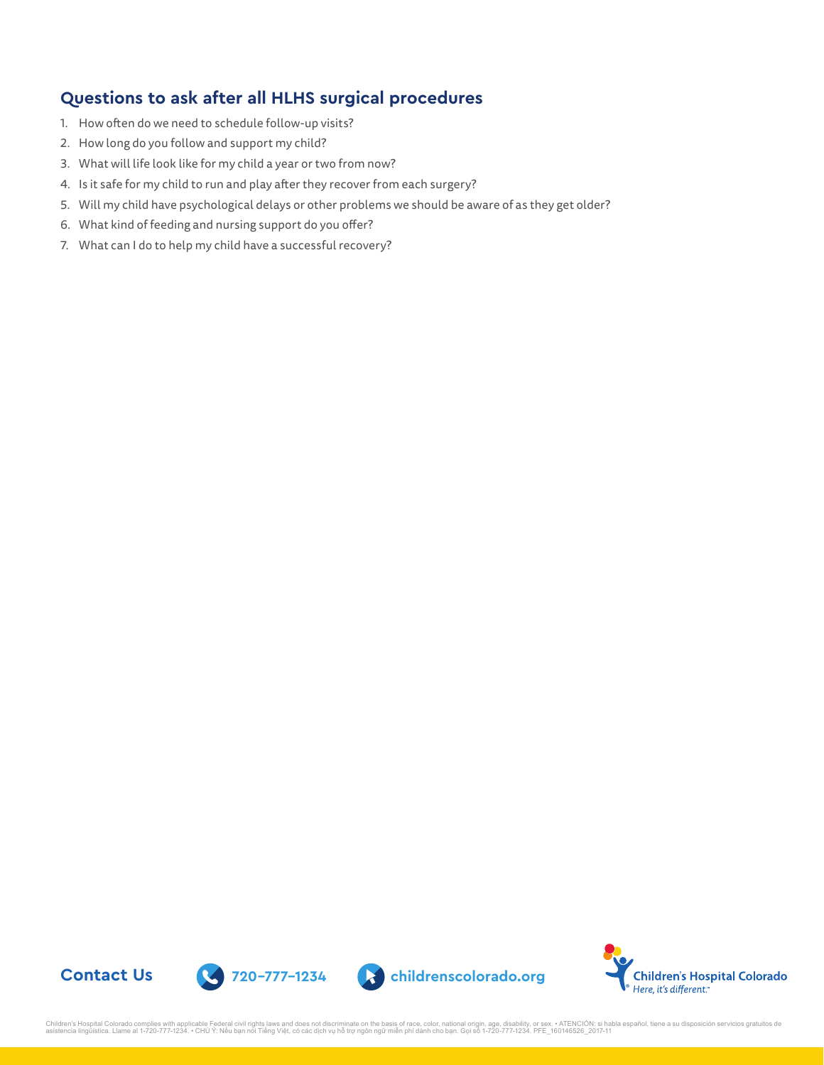## Questions to ask after all HLHS surgical procedures

1. How often do we need to schedule follow-up visits?
2. How long do you follow and support my child?
3. What will life look like for my child a year or two from now?
4. Is it safe for my child to run and play after they recover from each surgery?
5. Will my child have psychological delays or other problems we should be aware of as they get older?
6. What kind of feeding and nursing support do you offer?
7. What can I do to help my child have a successful recovery?

**Contact Us** 720-777-1234 childrenscolorado.org

Children's Hospital Colorado
*Here, it's different.*

Children's Hospital Colorado complies with applicable Federal civil rights laws and does not discriminate on the basis of race, color, national origin, age, disability, or sex. • ATENCIÓN: si habla español, tiene a su disposición servicios gratuitos de asistencia lingüística. Llame al 1-720-777-1234. • CHÚ Ý: Nếu bạn nói Tiếng Việt, có các dịch vụ hỗ trợ ngôn ngữ miễn phí dành cho bạn. Gọi số 1-720-777-1234. PFE_160146526_2017-11